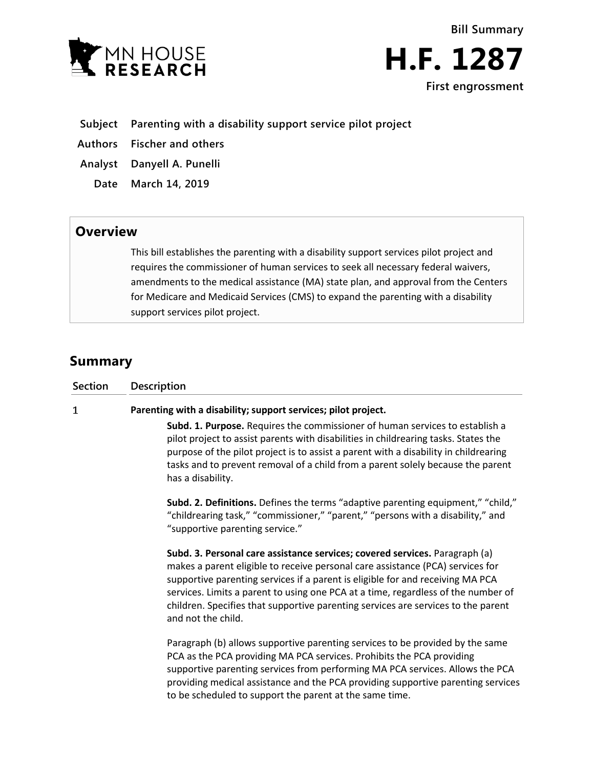MN HOUSE RESEARCH

Bill Summary

# H.F. 1287

First engrossment

**Subject** Parenting with a disability support service pilot project

**Authors** Fischer and others

**Analyst** Danyell A. Punelli

**Date** March 14, 2019

## Overview

This bill establishes the parenting with a disability support services pilot project and requires the commissioner of human services to seek all necessary federal waivers, amendments to the medical assistance (MA) state plan, and approval from the Centers for Medicare and Medicaid Services (CMS) to expand the parenting with a disability support services pilot project.

## Summary

| Section | Description |
|---|---|
| 1 | **Parenting with a disability; support services; pilot project.** |

**Subd. 1. Purpose.** Requires the commissioner of human services to establish a pilot project to assist parents with disabilities in childrearing tasks. States the purpose of the pilot project is to assist a parent with a disability in childrearing tasks and to prevent removal of a child from a parent solely because the parent has a disability.

**Subd. 2. Definitions.** Defines the terms "adaptive parenting equipment," "child," "childrearing task," "commissioner," "parent," "persons with a disability," and "supportive parenting service."

**Subd. 3. Personal care assistance services; covered services.** Paragraph (a) makes a parent eligible to receive personal care assistance (PCA) services for supportive parenting services if a parent is eligible for and receiving MA PCA services. Limits a parent to using one PCA at a time, regardless of the number of children. Specifies that supportive parenting services are services to the parent and not the child.

Paragraph (b) allows supportive parenting services to be provided by the same PCA as the PCA providing MA PCA services. Prohibits the PCA providing supportive parenting services from performing MA PCA services. Allows the PCA providing medical assistance and the PCA providing supportive parenting services to be scheduled to support the parent at the same time.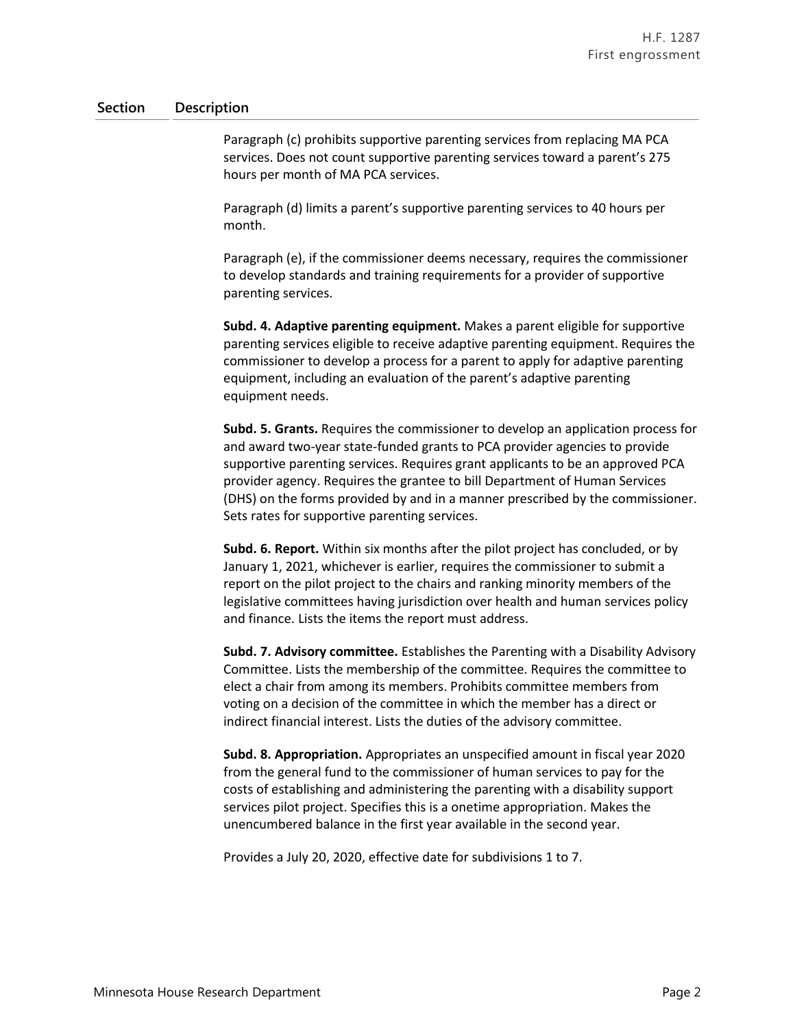| Section | Description |
|---|---|
| | Paragraph (c) prohibits supportive parenting services from replacing MA PCA services. Does not count supportive parenting services toward a parent's 275 hours per month of MA PCA services. |
| | Paragraph (d) limits a parent's supportive parenting services to 40 hours per month. |
| | Paragraph (e), if the commissioner deems necessary, requires the commissioner to develop standards and training requirements for a provider of supportive parenting services. |
| | **Subd. 4. Adaptive parenting equipment.** Makes a parent eligible for supportive parenting services eligible to receive adaptive parenting equipment. Requires the commissioner to develop a process for a parent to apply for adaptive parenting equipment, including an evaluation of the parent's adaptive parenting equipment needs. |
| | **Subd. 5. Grants.** Requires the commissioner to develop an application process for and award two-year state-funded grants to PCA provider agencies to provide supportive parenting services. Requires grant applicants to be an approved PCA provider agency. Requires the grantee to bill Department of Human Services (DHS) on the forms provided by and in a manner prescribed by the commissioner. Sets rates for supportive parenting services. |
| | **Subd. 6. Report.** Within six months after the pilot project has concluded, or by January 1, 2021, whichever is earlier, requires the commissioner to submit a report on the pilot project to the chairs and ranking minority members of the legislative committees having jurisdiction over health and human services policy and finance. Lists the items the report must address. |
| | **Subd. 7. Advisory committee.** Establishes the Parenting with a Disability Advisory Committee. Lists the membership of the committee. Requires the committee to elect a chair from among its members. Prohibits committee members from voting on a decision of the committee in which the member has a direct or indirect financial interest. Lists the duties of the advisory committee. |
| | **Subd. 8. Appropriation.** Appropriates an unspecified amount in fiscal year 2020 from the general fund to the commissioner of human services to pay for the costs of establishing and administering the parenting with a disability support services pilot project. Specifies this is a onetime appropriation. Makes the unencumbered balance in the first year available in the second year. |
| | Provides a July 20, 2020, effective date for subdivisions 1 to 7. |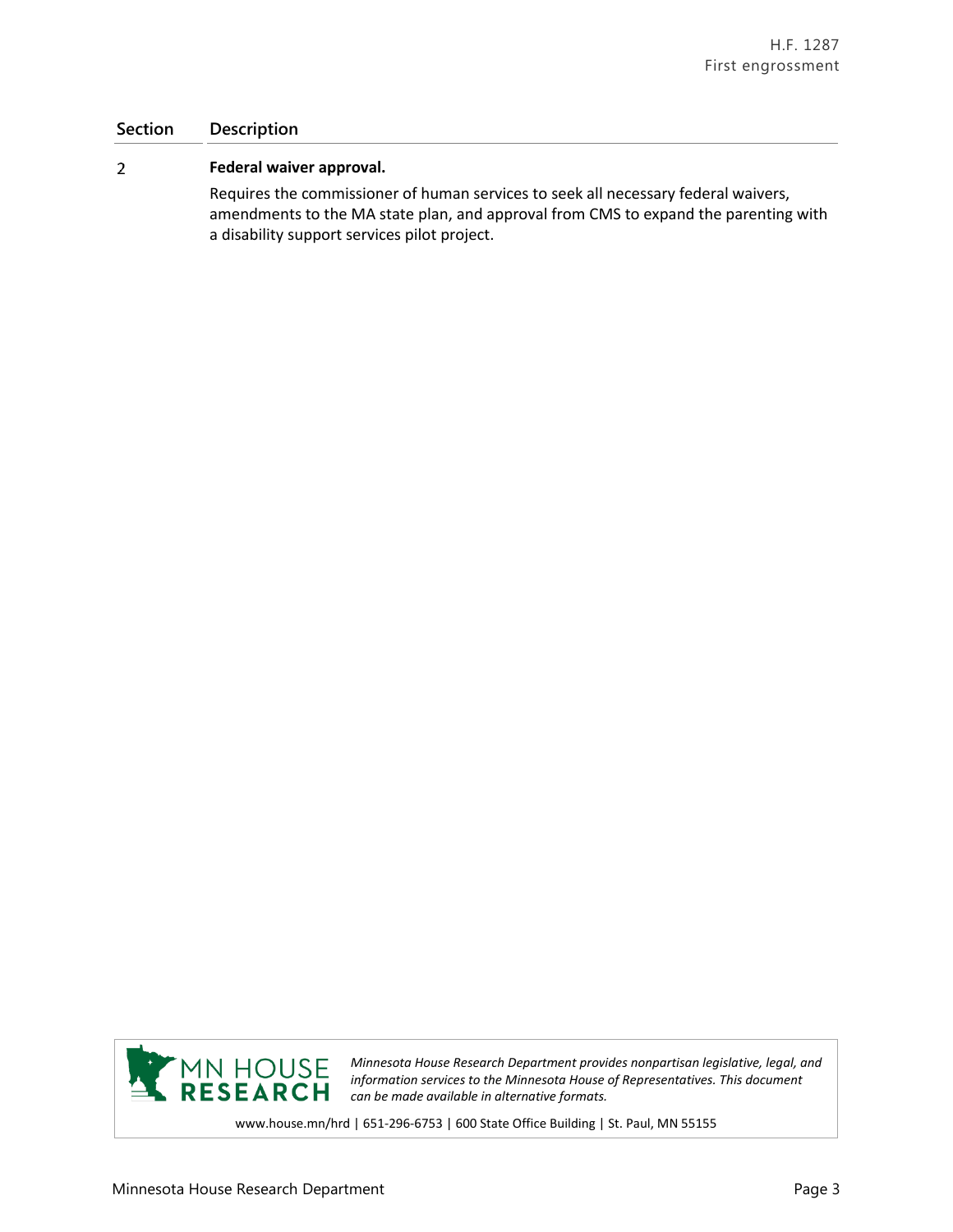| Section | Description |
|---|---|
| 2 | **Federal waiver approval.**<br><br>Requires the commissioner of human services to seek all necessary federal waivers, amendments to the MA state plan, and approval from CMS to expand the parenting with a disability support services pilot project. |

MN HOUSE RESEARCH

*Minnesota House Research Department provides nonpartisan legislative, legal, and information services to the Minnesota House of Representatives. This document can be made available in alternative formats.*

www.house.mn/hrd | 651-296-6753 | 600 State Office Building | St. Paul, MN 55155